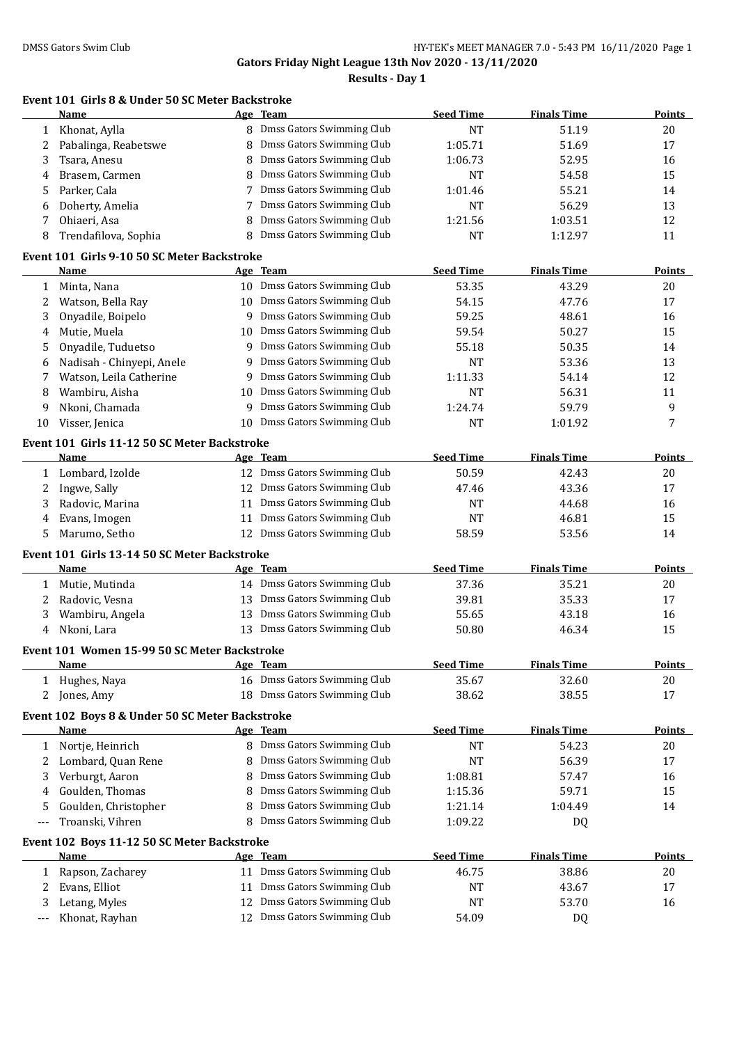# Gators Friday Night League 13th Nov 2020 - 13/11/2020

## Results - Day 1

### Event 101 Girls 8 & Under 50 SC Meter Backstroke

| | Name | Age | Team | Seed Time | Finals Time | Points |
|---|---|---|---|---|---|---|
| 1 | Khonat, Aylla | 8 | Dmss Gators Swimming Club | NT | 51.19 | 20 |
| 2 | Pabalinga, Reabetswe | 8 | Dmss Gators Swimming Club | 1:05.71 | 51.69 | 17 |
| 3 | Tsara, Anesu | 8 | Dmss Gators Swimming Club | 1:06.73 | 52.95 | 16 |
| 4 | Brasem, Carmen | 8 | Dmss Gators Swimming Club | NT | 54.58 | 15 |
| 5 | Parker, Cala | 7 | Dmss Gators Swimming Club | 1:01.46 | 55.21 | 14 |
| 6 | Doherty, Amelia | 7 | Dmss Gators Swimming Club | NT | 56.29 | 13 |
| 7 | Ohiaeri, Asa | 8 | Dmss Gators Swimming Club | 1:21.56 | 1:03.51 | 12 |
| 8 | Trendafilova, Sophia | 8 | Dmss Gators Swimming Club | NT | 1:12.97 | 11 |

### Event 101 Girls 9-10 50 SC Meter Backstroke

| | Name | Age | Team | Seed Time | Finals Time | Points |
|---|---|---|---|---|---|---|
| 1 | Minta, Nana | 10 | Dmss Gators Swimming Club | 53.35 | 43.29 | 20 |
| 2 | Watson, Bella Ray | 10 | Dmss Gators Swimming Club | 54.15 | 47.76 | 17 |
| 3 | Onyadile, Boipelo | 9 | Dmss Gators Swimming Club | 59.25 | 48.61 | 16 |
| 4 | Mutie, Muela | 10 | Dmss Gators Swimming Club | 59.54 | 50.27 | 15 |
| 5 | Onyadile, Tuduetso | 9 | Dmss Gators Swimming Club | 55.18 | 50.35 | 14 |
| 6 | Nadisah - Chinyepi, Anele | 9 | Dmss Gators Swimming Club | NT | 53.36 | 13 |
| 7 | Watson, Leila Catherine | 9 | Dmss Gators Swimming Club | 1:11.33 | 54.14 | 12 |
| 8 | Wambiru, Aisha | 10 | Dmss Gators Swimming Club | NT | 56.31 | 11 |
| 9 | Nkoni, Chamada | 9 | Dmss Gators Swimming Club | 1:24.74 | 59.79 | 9 |
| 10 | Visser, Jenica | 10 | Dmss Gators Swimming Club | NT | 1:01.92 | 7 |

### Event 101 Girls 11-12 50 SC Meter Backstroke

| | Name | Age | Team | Seed Time | Finals Time | Points |
|---|---|---|---|---|---|---|
| 1 | Lombard, Izolde | 12 | Dmss Gators Swimming Club | 50.59 | 42.43 | 20 |
| 2 | Ingwe, Sally | 12 | Dmss Gators Swimming Club | 47.46 | 43.36 | 17 |
| 3 | Radovic, Marina | 11 | Dmss Gators Swimming Club | NT | 44.68 | 16 |
| 4 | Evans, Imogen | 11 | Dmss Gators Swimming Club | NT | 46.81 | 15 |
| 5 | Marumo, Setho | 12 | Dmss Gators Swimming Club | 58.59 | 53.56 | 14 |

### Event 101 Girls 13-14 50 SC Meter Backstroke

| | Name | Age | Team | Seed Time | Finals Time | Points |
|---|---|---|---|---|---|---|
| 1 | Mutie, Mutinda | 14 | Dmss Gators Swimming Club | 37.36 | 35.21 | 20 |
| 2 | Radovic, Vesna | 13 | Dmss Gators Swimming Club | 39.81 | 35.33 | 17 |
| 3 | Wambiru, Angela | 13 | Dmss Gators Swimming Club | 55.65 | 43.18 | 16 |
| 4 | Nkoni, Lara | 13 | Dmss Gators Swimming Club | 50.80 | 46.34 | 15 |

### Event 101 Women 15-99 50 SC Meter Backstroke

| | Name | Age | Team | Seed Time | Finals Time | Points |
|---|---|---|---|---|---|---|
| 1 | Hughes, Naya | 16 | Dmss Gators Swimming Club | 35.67 | 32.60 | 20 |
| 2 | Jones, Amy | 18 | Dmss Gators Swimming Club | 38.62 | 38.55 | 17 |

### Event 102 Boys 8 & Under 50 SC Meter Backstroke

| | Name | Age | Team | Seed Time | Finals Time | Points |
|---|---|---|---|---|---|---|
| 1 | Nortje, Heinrich | 8 | Dmss Gators Swimming Club | NT | 54.23 | 20 |
| 2 | Lombard, Quan Rene | 8 | Dmss Gators Swimming Club | NT | 56.39 | 17 |
| 3 | Verburgt, Aaron | 8 | Dmss Gators Swimming Club | 1:08.81 | 57.47 | 16 |
| 4 | Goulden, Thomas | 8 | Dmss Gators Swimming Club | 1:15.36 | 59.71 | 15 |
| 5 | Goulden, Christopher | 8 | Dmss Gators Swimming Club | 1:21.14 | 1:04.49 | 14 |
| --- | Troanski, Vihren | 8 | Dmss Gators Swimming Club | 1:09.22 | DQ | |

### Event 102 Boys 11-12 50 SC Meter Backstroke

| | Name | Age | Team | Seed Time | Finals Time | Points |
|---|---|---|---|---|---|---|
| 1 | Rapson, Zacharey | 11 | Dmss Gators Swimming Club | 46.75 | 38.86 | 20 |
| 2 | Evans, Elliot | 11 | Dmss Gators Swimming Club | NT | 43.67 | 17 |
| 3 | Letang, Myles | 12 | Dmss Gators Swimming Club | NT | 53.70 | 16 |
| --- | Khonat, Rayhan | 12 | Dmss Gators Swimming Club | 54.09 | DQ | |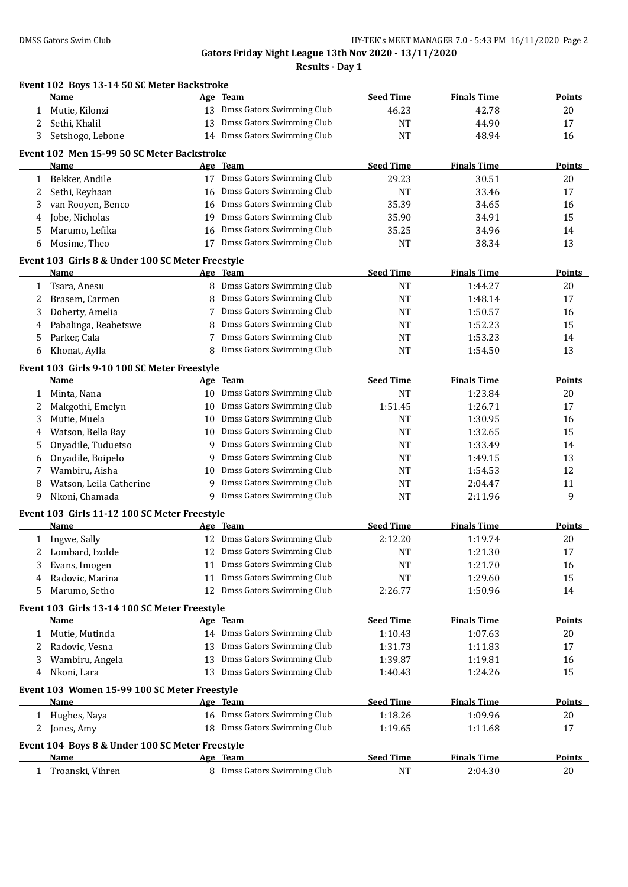**Gators Friday Night League 13th Nov 2020 - 13/11/2020**

**Results - Day 1**

### Event 102 Boys 13-14 50 SC Meter Backstroke

| | Name | Age | Team | Seed Time | Finals Time | Points |
|---|---|---|---|---|---|---|
| 1 | Mutie, Kilonzi | 13 | Dmss Gators Swimming Club | 46.23 | 42.78 | 20 |
| 2 | Sethi, Khalil | 13 | Dmss Gators Swimming Club | NT | 44.90 | 17 |
| 3 | Setshogo, Lebone | 14 | Dmss Gators Swimming Club | NT | 48.94 | 16 |

### Event 102 Men 15-99 50 SC Meter Backstroke

| | Name | Age | Team | Seed Time | Finals Time | Points |
|---|---|---|---|---|---|---|
| 1 | Bekker, Andile | 17 | Dmss Gators Swimming Club | 29.23 | 30.51 | 20 |
| 2 | Sethi, Reyhaan | 16 | Dmss Gators Swimming Club | NT | 33.46 | 17 |
| 3 | van Rooyen, Benco | 16 | Dmss Gators Swimming Club | 35.39 | 34.65 | 16 |
| 4 | Jobe, Nicholas | 19 | Dmss Gators Swimming Club | 35.90 | 34.91 | 15 |
| 5 | Marumo, Lefika | 16 | Dmss Gators Swimming Club | 35.25 | 34.96 | 14 |
| 6 | Mosime, Theo | 17 | Dmss Gators Swimming Club | NT | 38.34 | 13 |

### Event 103 Girls 8 & Under 100 SC Meter Freestyle

| | Name | Age | Team | Seed Time | Finals Time | Points |
|---|---|---|---|---|---|---|
| 1 | Tsara, Anesu | 8 | Dmss Gators Swimming Club | NT | 1:44.27 | 20 |
| 2 | Brasem, Carmen | 8 | Dmss Gators Swimming Club | NT | 1:48.14 | 17 |
| 3 | Doherty, Amelia | 7 | Dmss Gators Swimming Club | NT | 1:50.57 | 16 |
| 4 | Pabalinga, Reabetswe | 8 | Dmss Gators Swimming Club | NT | 1:52.23 | 15 |
| 5 | Parker, Cala | 7 | Dmss Gators Swimming Club | NT | 1:53.23 | 14 |
| 6 | Khonat, Aylla | 8 | Dmss Gators Swimming Club | NT | 1:54.50 | 13 |

### Event 103 Girls 9-10 100 SC Meter Freestyle

| | Name | Age | Team | Seed Time | Finals Time | Points |
|---|---|---|---|---|---|---|
| 1 | Minta, Nana | 10 | Dmss Gators Swimming Club | NT | 1:23.84 | 20 |
| 2 | Makgothi, Emelyn | 10 | Dmss Gators Swimming Club | 1:51.45 | 1:26.71 | 17 |
| 3 | Mutie, Muela | 10 | Dmss Gators Swimming Club | NT | 1:30.95 | 16 |
| 4 | Watson, Bella Ray | 10 | Dmss Gators Swimming Club | NT | 1:32.65 | 15 |
| 5 | Onyadile, Tuduetso | 9 | Dmss Gators Swimming Club | NT | 1:33.49 | 14 |
| 6 | Onyadile, Boipelo | 9 | Dmss Gators Swimming Club | NT | 1:49.15 | 13 |
| 7 | Wambiru, Aisha | 10 | Dmss Gators Swimming Club | NT | 1:54.53 | 12 |
| 8 | Watson, Leila Catherine | 9 | Dmss Gators Swimming Club | NT | 2:04.47 | 11 |
| 9 | Nkoni, Chamada | 9 | Dmss Gators Swimming Club | NT | 2:11.96 | 9 |

### Event 103 Girls 11-12 100 SC Meter Freestyle

| | Name | Age | Team | Seed Time | Finals Time | Points |
|---|---|---|---|---|---|---|
| 1 | Ingwe, Sally | 12 | Dmss Gators Swimming Club | 2:12.20 | 1:19.74 | 20 |
| 2 | Lombard, Izolde | 12 | Dmss Gators Swimming Club | NT | 1:21.30 | 17 |
| 3 | Evans, Imogen | 11 | Dmss Gators Swimming Club | NT | 1:21.70 | 16 |
| 4 | Radovic, Marina | 11 | Dmss Gators Swimming Club | NT | 1:29.60 | 15 |
| 5 | Marumo, Setho | 12 | Dmss Gators Swimming Club | 2:26.77 | 1:50.96 | 14 |

### Event 103 Girls 13-14 100 SC Meter Freestyle

| | Name | Age | Team | Seed Time | Finals Time | Points |
|---|---|---|---|---|---|---|
| 1 | Mutie, Mutinda | 14 | Dmss Gators Swimming Club | 1:10.43 | 1:07.63 | 20 |
| 2 | Radovic, Vesna | 13 | Dmss Gators Swimming Club | 1:31.73 | 1:11.83 | 17 |
| 3 | Wambiru, Angela | 13 | Dmss Gators Swimming Club | 1:39.87 | 1:19.81 | 16 |
| 4 | Nkoni, Lara | 13 | Dmss Gators Swimming Club | 1:40.43 | 1:24.26 | 15 |

### Event 103 Women 15-99 100 SC Meter Freestyle

| | Name | Age | Team | Seed Time | Finals Time | Points |
|---|---|---|---|---|---|---|
| 1 | Hughes, Naya | 16 | Dmss Gators Swimming Club | 1:18.26 | 1:09.96 | 20 |
| 2 | Jones, Amy | 18 | Dmss Gators Swimming Club | 1:19.65 | 1:11.68 | 17 |

### Event 104 Boys 8 & Under 100 SC Meter Freestyle

| | Name | Age | Team | Seed Time | Finals Time | Points |
|---|---|---|---|---|---|---|
| 1 | Troanski, Vihren | 8 | Dmss Gators Swimming Club | NT | 2:04.30 | 20 |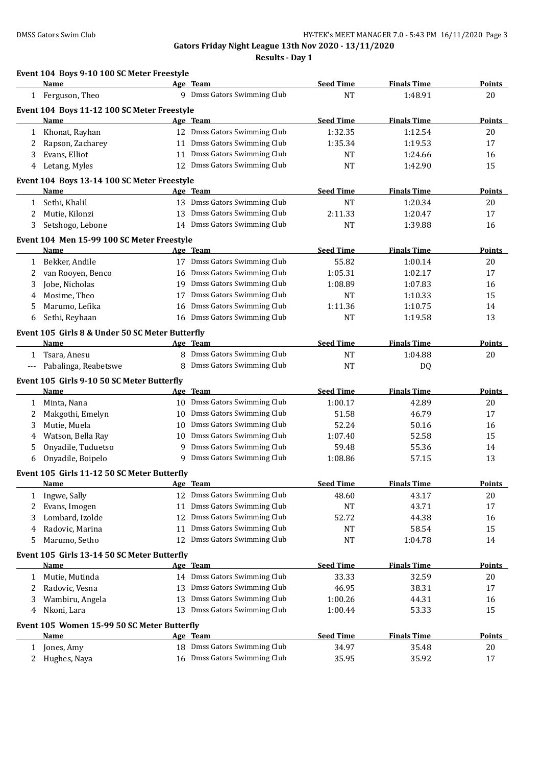**Gators Friday Night League 13th Nov 2020 - 13/11/2020**

**Results - Day 1**

### Event 104 Boys 9-10 100 SC Meter Freestyle

| | Name | Age | Team | Seed Time | Finals Time | Points |
|---|---|---|---|---|---|---|
| 1 | Ferguson, Theo | 9 | Dmss Gators Swimming Club | NT | 1:48.91 | 20 |

### Event 104 Boys 11-12 100 SC Meter Freestyle

| | Name | Age | Team | Seed Time | Finals Time | Points |
|---|---|---|---|---|---|---|
| 1 | Khonat, Rayhan | 12 | Dmss Gators Swimming Club | 1:32.35 | 1:12.54 | 20 |
| 2 | Rapson, Zacharey | 11 | Dmss Gators Swimming Club | 1:35.34 | 1:19.53 | 17 |
| 3 | Evans, Elliot | 11 | Dmss Gators Swimming Club | NT | 1:24.66 | 16 |
| 4 | Letang, Myles | 12 | Dmss Gators Swimming Club | NT | 1:42.90 | 15 |

### Event 104 Boys 13-14 100 SC Meter Freestyle

| | Name | Age | Team | Seed Time | Finals Time | Points |
|---|---|---|---|---|---|---|
| 1 | Sethi, Khalil | 13 | Dmss Gators Swimming Club | NT | 1:20.34 | 20 |
| 2 | Mutie, Kilonzi | 13 | Dmss Gators Swimming Club | 2:11.33 | 1:20.47 | 17 |
| 3 | Setshogo, Lebone | 14 | Dmss Gators Swimming Club | NT | 1:39.88 | 16 |

### Event 104 Men 15-99 100 SC Meter Freestyle

| | Name | Age | Team | Seed Time | Finals Time | Points |
|---|---|---|---|---|---|---|
| 1 | Bekker, Andile | 17 | Dmss Gators Swimming Club | 55.82 | 1:00.14 | 20 |
| 2 | van Rooyen, Benco | 16 | Dmss Gators Swimming Club | 1:05.31 | 1:02.17 | 17 |
| 3 | Jobe, Nicholas | 19 | Dmss Gators Swimming Club | 1:08.89 | 1:07.83 | 16 |
| 4 | Mosime, Theo | 17 | Dmss Gators Swimming Club | NT | 1:10.33 | 15 |
| 5 | Marumo, Lefika | 16 | Dmss Gators Swimming Club | 1:11.36 | 1:10.75 | 14 |
| 6 | Sethi, Reyhaan | 16 | Dmss Gators Swimming Club | NT | 1:19.58 | 13 |

### Event 105 Girls 8 & Under 50 SC Meter Butterfly

| | Name | Age | Team | Seed Time | Finals Time | Points |
|---|---|---|---|---|---|---|
| 1 | Tsara, Anesu | 8 | Dmss Gators Swimming Club | NT | 1:04.88 | 20 |
| --- | Pabalinga, Reabetswe | 8 | Dmss Gators Swimming Club | NT | DQ | |

### Event 105 Girls 9-10 50 SC Meter Butterfly

| | Name | Age | Team | Seed Time | Finals Time | Points |
|---|---|---|---|---|---|---|
| 1 | Minta, Nana | 10 | Dmss Gators Swimming Club | 1:00.17 | 42.89 | 20 |
| 2 | Makgothi, Emelyn | 10 | Dmss Gators Swimming Club | 51.58 | 46.79 | 17 |
| 3 | Mutie, Muela | 10 | Dmss Gators Swimming Club | 52.24 | 50.16 | 16 |
| 4 | Watson, Bella Ray | 10 | Dmss Gators Swimming Club | 1:07.40 | 52.58 | 15 |
| 5 | Onyadile, Tuduetso | 9 | Dmss Gators Swimming Club | 59.48 | 55.36 | 14 |
| 6 | Onyadile, Boipelo | 9 | Dmss Gators Swimming Club | 1:08.86 | 57.15 | 13 |

### Event 105 Girls 11-12 50 SC Meter Butterfly

| | Name | Age | Team | Seed Time | Finals Time | Points |
|---|---|---|---|---|---|---|
| 1 | Ingwe, Sally | 12 | Dmss Gators Swimming Club | 48.60 | 43.17 | 20 |
| 2 | Evans, Imogen | 11 | Dmss Gators Swimming Club | NT | 43.71 | 17 |
| 3 | Lombard, Izolde | 12 | Dmss Gators Swimming Club | 52.72 | 44.38 | 16 |
| 4 | Radovic, Marina | 11 | Dmss Gators Swimming Club | NT | 58.54 | 15 |
| 5 | Marumo, Setho | 12 | Dmss Gators Swimming Club | NT | 1:04.78 | 14 |

### Event 105 Girls 13-14 50 SC Meter Butterfly

| | Name | Age | Team | Seed Time | Finals Time | Points |
|---|---|---|---|---|---|---|
| 1 | Mutie, Mutinda | 14 | Dmss Gators Swimming Club | 33.33 | 32.59 | 20 |
| 2 | Radovic, Vesna | 13 | Dmss Gators Swimming Club | 46.95 | 38.31 | 17 |
| 3 | Wambiru, Angela | 13 | Dmss Gators Swimming Club | 1:00.26 | 44.31 | 16 |
| 4 | Nkoni, Lara | 13 | Dmss Gators Swimming Club | 1:00.44 | 53.33 | 15 |

### Event 105 Women 15-99 50 SC Meter Butterfly

| | Name | Age | Team | Seed Time | Finals Time | Points |
|---|---|---|---|---|---|---|
| 1 | Jones, Amy | 18 | Dmss Gators Swimming Club | 34.97 | 35.48 | 20 |
| 2 | Hughes, Naya | 16 | Dmss Gators Swimming Club | 35.95 | 35.92 | 17 |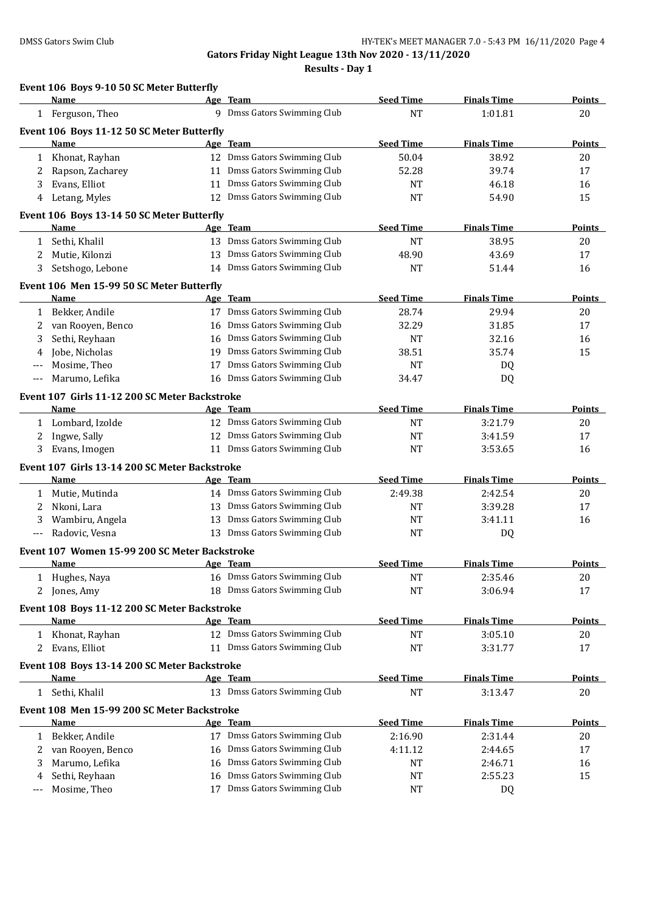**Gators Friday Night League 13th Nov 2020 - 13/11/2020**

**Results - Day 1**

### Event 106 Boys 9-10 50 SC Meter Butterfly

| | Name | Age | Team | Seed Time | Finals Time | Points |
|---|---|---|---|---|---|---|
| 1 | Ferguson, Theo | 9 | Dmss Gators Swimming Club | NT | 1:01.81 | 20 |

### Event 106 Boys 11-12 50 SC Meter Butterfly

| | Name | Age | Team | Seed Time | Finals Time | Points |
|---|---|---|---|---|---|---|
| 1 | Khonat, Rayhan | 12 | Dmss Gators Swimming Club | 50.04 | 38.92 | 20 |
| 2 | Rapson, Zacharey | 11 | Dmss Gators Swimming Club | 52.28 | 39.74 | 17 |
| 3 | Evans, Elliot | 11 | Dmss Gators Swimming Club | NT | 46.18 | 16 |
| 4 | Letang, Myles | 12 | Dmss Gators Swimming Club | NT | 54.90 | 15 |

### Event 106 Boys 13-14 50 SC Meter Butterfly

| | Name | Age | Team | Seed Time | Finals Time | Points |
|---|---|---|---|---|---|---|
| 1 | Sethi, Khalil | 13 | Dmss Gators Swimming Club | NT | 38.95 | 20 |
| 2 | Mutie, Kilonzi | 13 | Dmss Gators Swimming Club | 48.90 | 43.69 | 17 |
| 3 | Setshogo, Lebone | 14 | Dmss Gators Swimming Club | NT | 51.44 | 16 |

### Event 106 Men 15-99 50 SC Meter Butterfly

| | Name | Age | Team | Seed Time | Finals Time | Points |
|---|---|---|---|---|---|---|
| 1 | Bekker, Andile | 17 | Dmss Gators Swimming Club | 28.74 | 29.94 | 20 |
| 2 | van Rooyen, Benco | 16 | Dmss Gators Swimming Club | 32.29 | 31.85 | 17 |
| 3 | Sethi, Reyhaan | 16 | Dmss Gators Swimming Club | NT | 32.16 | 16 |
| 4 | Jobe, Nicholas | 19 | Dmss Gators Swimming Club | 38.51 | 35.74 | 15 |
| --- | Mosime, Theo | 17 | Dmss Gators Swimming Club | NT | DQ | |
| --- | Marumo, Lefika | 16 | Dmss Gators Swimming Club | 34.47 | DQ | |

### Event 107 Girls 11-12 200 SC Meter Backstroke

| | Name | Age | Team | Seed Time | Finals Time | Points |
|---|---|---|---|---|---|---|
| 1 | Lombard, Izolde | 12 | Dmss Gators Swimming Club | NT | 3:21.79 | 20 |
| 2 | Ingwe, Sally | 12 | Dmss Gators Swimming Club | NT | 3:41.59 | 17 |
| 3 | Evans, Imogen | 11 | Dmss Gators Swimming Club | NT | 3:53.65 | 16 |

### Event 107 Girls 13-14 200 SC Meter Backstroke

| | Name | Age | Team | Seed Time | Finals Time | Points |
|---|---|---|---|---|---|---|
| 1 | Mutie, Mutinda | 14 | Dmss Gators Swimming Club | 2:49.38 | 2:42.54 | 20 |
| 2 | Nkoni, Lara | 13 | Dmss Gators Swimming Club | NT | 3:39.28 | 17 |
| 3 | Wambiru, Angela | 13 | Dmss Gators Swimming Club | NT | 3:41.11 | 16 |
| --- | Radovic, Vesna | 13 | Dmss Gators Swimming Club | NT | DQ | |

### Event 107 Women 15-99 200 SC Meter Backstroke

| | Name | Age | Team | Seed Time | Finals Time | Points |
|---|---|---|---|---|---|---|
| 1 | Hughes, Naya | 16 | Dmss Gators Swimming Club | NT | 2:35.46 | 20 |
| 2 | Jones, Amy | 18 | Dmss Gators Swimming Club | NT | 3:06.94 | 17 |

### Event 108 Boys 11-12 200 SC Meter Backstroke

| | Name | Age | Team | Seed Time | Finals Time | Points |
|---|---|---|---|---|---|---|
| 1 | Khonat, Rayhan | 12 | Dmss Gators Swimming Club | NT | 3:05.10 | 20 |
| 2 | Evans, Elliot | 11 | Dmss Gators Swimming Club | NT | 3:31.77 | 17 |

### Event 108 Boys 13-14 200 SC Meter Backstroke

| | Name | Age | Team | Seed Time | Finals Time | Points |
|---|---|---|---|---|---|---|
| 1 | Sethi, Khalil | 13 | Dmss Gators Swimming Club | NT | 3:13.47 | 20 |

### Event 108 Men 15-99 200 SC Meter Backstroke

| | Name | Age | Team | Seed Time | Finals Time | Points |
|---|---|---|---|---|---|---|
| 1 | Bekker, Andile | 17 | Dmss Gators Swimming Club | 2:16.90 | 2:31.44 | 20 |
| 2 | van Rooyen, Benco | 16 | Dmss Gators Swimming Club | 4:11.12 | 2:44.65 | 17 |
| 3 | Marumo, Lefika | 16 | Dmss Gators Swimming Club | NT | 2:46.71 | 16 |
| 4 | Sethi, Reyhaan | 16 | Dmss Gators Swimming Club | NT | 2:55.23 | 15 |
| --- | Mosime, Theo | 17 | Dmss Gators Swimming Club | NT | DQ | |